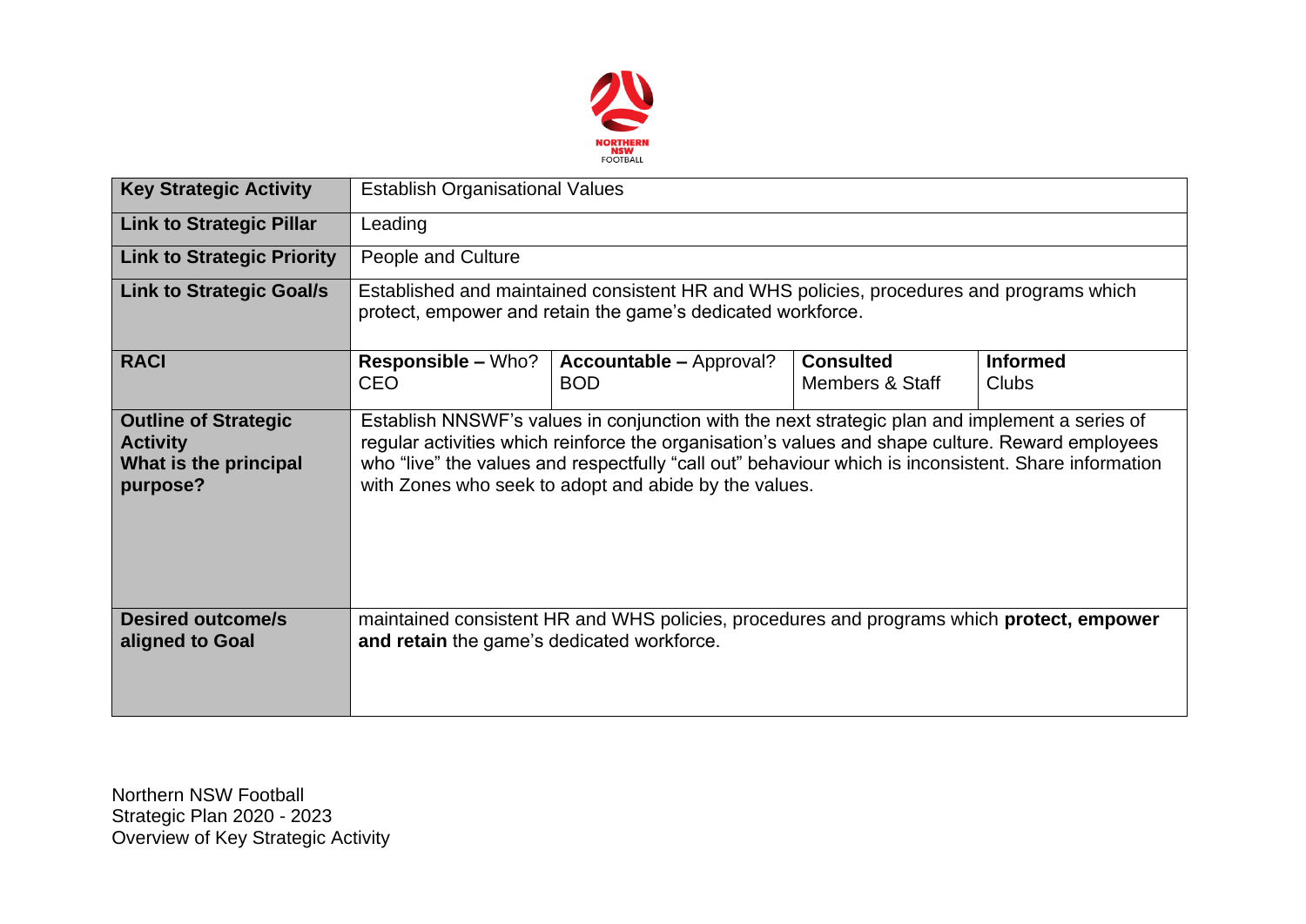NORTHERN NSW FOOTBALL

| Key Strategic Activity | Establish Organisational Values | | | |
|---|---|---|---|---|
| **Link to Strategic Pillar** | Leading | | | |
| **Link to Strategic Priority** | People and Culture | | | |
| **Link to Strategic Goal/s** | Established and maintained consistent HR and WHS policies, procedures and programs which protect, empower and retain the game's dedicated workforce. | | | |
| **RACI** | **Responsible –** Who? CEO | **Accountable –** Approval? BOD | **Consulted** Members & Staff | **Informed** Clubs |
| **Outline of Strategic Activity What is the principal purpose?** | Establish NNSWF's values in conjunction with the next strategic plan and implement a series of regular activities which reinforce the organisation's values and shape culture. Reward employees who "live" the values and respectfully "call out" behaviour which is inconsistent. Share information with Zones who seek to adopt and abide by the values. | | | |
| **Desired outcome/s aligned to Goal** | maintained consistent HR and WHS policies, procedures and programs which **protect, empower and retain** the game's dedicated workforce. | | | |

Northern NSW Football
Strategic Plan 2020 - 2023
Overview of Key Strategic Activity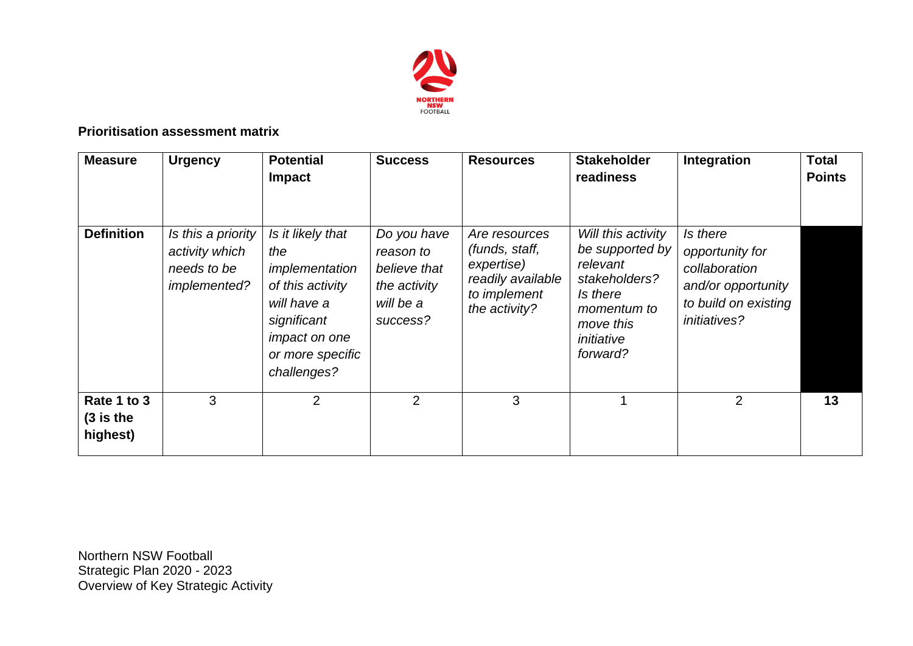**Prioritisation assessment matrix**

| Measure | Urgency | Potential Impact | Success | Resources | Stakeholder readiness | Integration | Total Points |
|---|---|---|---|---|---|---|---|
| **Definition** | *Is this a priority activity which needs to be implemented?* | *Is it likely that the implementation of this activity will have a significant impact on one or more specific challenges?* | *Do you have reason to believe that the activity will be a success?* | *Are resources (funds, staff, expertise) readily available to implement the activity?* | *Will this activity be supported by relevant stakeholders? Is there momentum to move this initiative forward?* | *Is there opportunity for collaboration and/or opportunity to build on existing initiatives?* | |
| **Rate 1 to 3 (3 is the highest)** | 3 | 2 | 2 | 3 | 1 | 2 | **13** |

Northern NSW Football
Strategic Plan 2020 - 2023
Overview of Key Strategic Activity